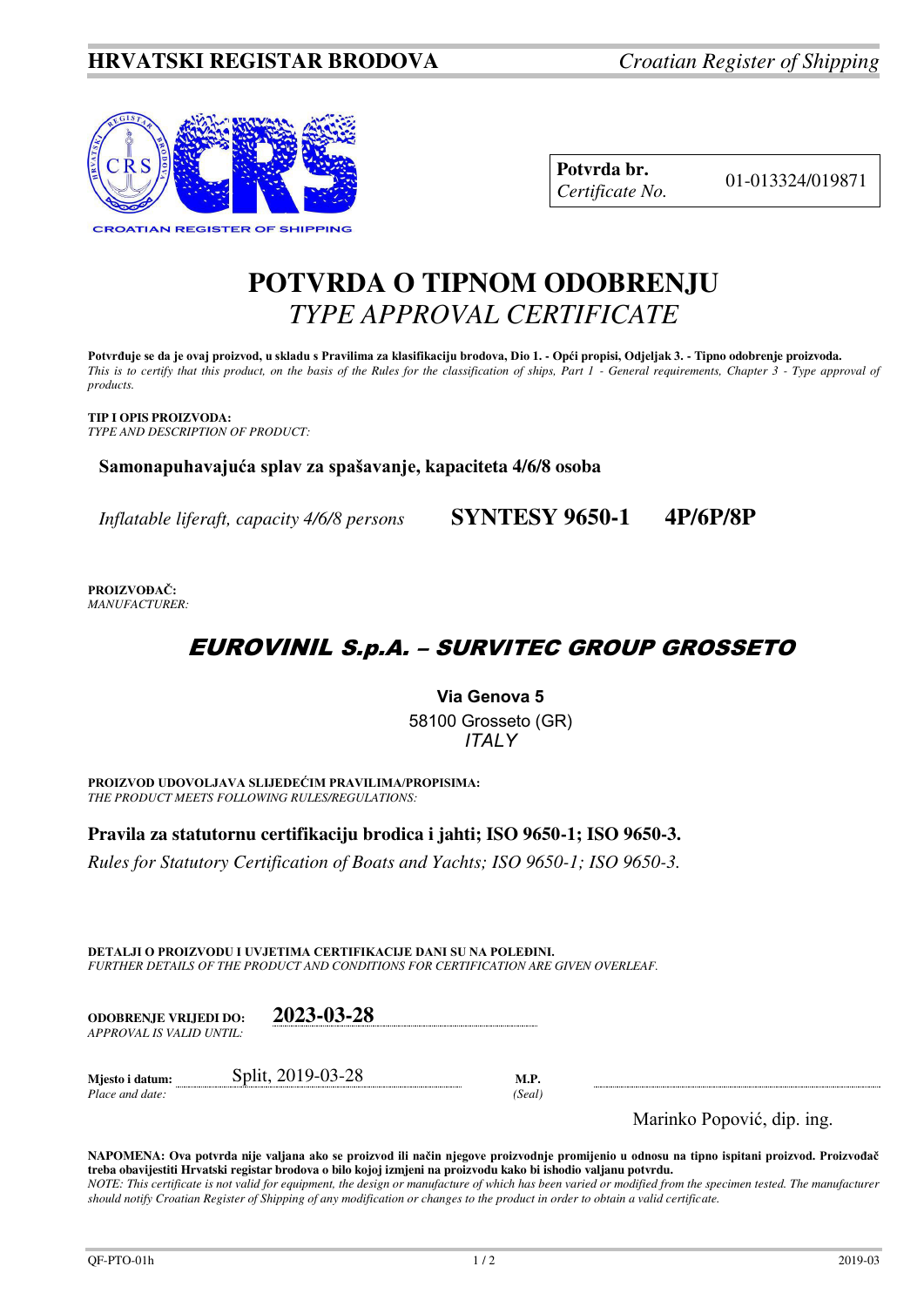**HRVATSKI REGISTAR BRODOVA** *Croatian Register of Shipping*

CROATIAN REGISTER OF SHIPPING

| **Potvrda br.** *Certificate No.* | 01-013324/019871 |
|---|---|

# POTVRDA O TIPNOM ODOBRENJU
## *TYPE APPROVAL CERTIFICATE*

**Potvrđuje se da je ovaj proizvod, u skladu s Pravilima za klasifikaciju brodova, Dio 1. - Opći propisi, Odjeljak 3. - Tipno odobrenje proizvoda.**
*This is to certify that this product, on the basis of the Rules for the classification of ships, Part 1 - General requirements, Chapter 3 - Type approval of products.*

**TIP I OPIS PROIZVODA:**
*TYPE AND DESCRIPTION OF PRODUCT:*

**Samonapuhavajuća splav za spašavanje, kapaciteta 4/6/8 osoba**

*Inflatable liferaft, capacity 4/6/8 persons* **SYNTESY 9650-1 4P/6P/8P**

**PROIZVOĐAČ:**
*MANUFACTURER:*

***EUROVINIL S.p.A. – SURVITEC GROUP GROSSETO***

**Via Genova 5**
58100 Grosseto (GR)
*ITALY*

**PROIZVOD UDOVOLJAVA SLIJEDEĆIM PRAVILIMA/PROPISIMA:**
*THE PRODUCT MEETS FOLLOWING RULES/REGULATIONS:*

**Pravila za statutornu certifikaciju brodica i jahti; ISO 9650-1; ISO 9650-3.**
*Rules for Statutory Certification of Boats and Yachts; ISO 9650-1; ISO 9650-3.*

**DETALJI O PROIZVODU I UVJETIMA CERTIFIKACIJE DANI SU NA POLEĐINI.**
*FURTHER DETAILS OF THE PRODUCT AND CONDITIONS FOR CERTIFICATION ARE GIVEN OVERLEAF.*

**ODOBRENJE VRIJEDI DO:** *APPROVAL IS VALID UNTIL:* **2023-03-28**

**Mjesto i datum:** *Place and date:* Split, 2019-03-28

**M.P.** *(Seal)*

Marinko Popović, dip. ing.

**NAPOMENA: Ova potvrda nije valjana ako se proizvod ili način njegove proizvodnje promijenio u odnosu na tipno ispitani proizvod. Proizvođač treba obavijestiti Hrvatski registar brodova o bilo kojoj izmjeni na proizvodu kako bi ishodio valjanu potvrdu.**
*NOTE: This certificate is not valid for equipment, the design or manufacture of which has been varied or modified from the specimen tested. The manufacturer should notify Croatian Register of Shipping of any modification or changes to the product in order to obtain a valid certificate.*

QF-PTO-01h 2019-03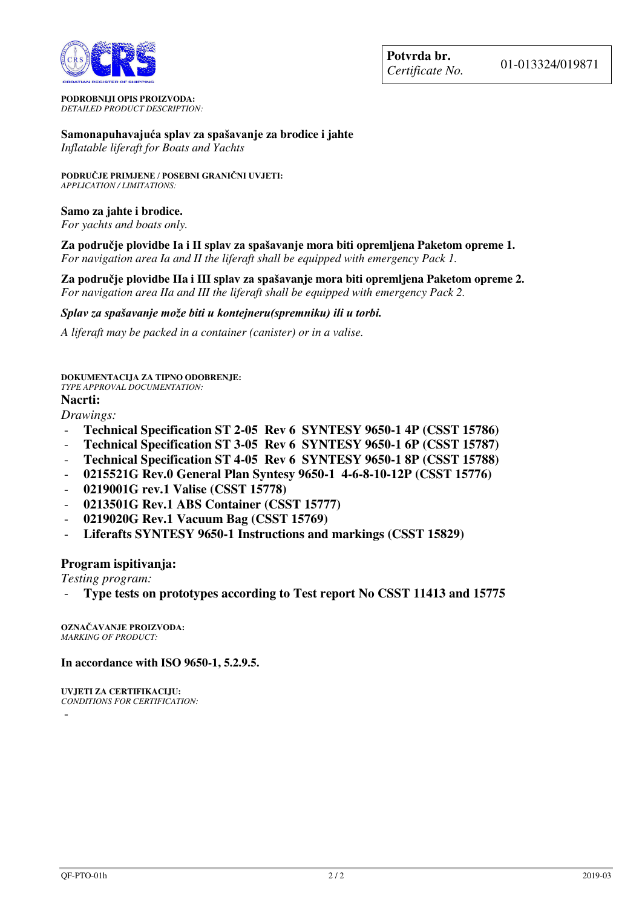| Potvrda br. *Certificate No.* | 01-013324/019871 |
|---|---|

**PODROBNIJI OPIS PROIZVODA:**
*DETAILED PRODUCT DESCRIPTION:*

**Samonapuhavajuća splav za spašavanje za brodice i jahte**
*Inflatable liferaft for Boats and Yachts*

**PODRUČJE PRIMJENE / POSEBNI GRANIČNI UVJETI:**
*APPLICATION / LIMITATIONS:*

**Samo za jahte i brodice.**
*For yachts and boats only.*

**Za područje plovidbe Ia i II splav za spašavanje mora biti opremljena Paketom opreme 1.**
*For navigation area Ia and II the liferaft shall be equipped with emergency Pack 1.*

**Za područje plovidbe IIa i III splav za spašavanje mora biti opremljena Paketom opreme 2.**
*For navigation area IIa and III the liferaft shall be equipped with emergency Pack 2.*

***Splav za spašavanje može biti u kontejneru(spremniku) ili u torbi.***

*A liferaft may be packed in a container (canister) or in a valise.*

**DOKUMENTACIJA ZA TIPNO ODOBRENJE:**
*TYPE APPROVAL DOCUMENTATION:*

**Nacrti:**
*Drawings:*

- **Technical Specification ST 2-05 Rev 6 SYNTESY 9650-1 4P (CSST 15786)**
- **Technical Specification ST 3-05 Rev 6 SYNTESY 9650-1 6P (CSST 15787)**
- **Technical Specification ST 4-05 Rev 6 SYNTESY 9650-1 8P (CSST 15788)**
- **0215521G Rev.0 General Plan Syntesy 9650-1 4-6-8-10-12P (CSST 15776)**
- **0219001G rev.1 Valise (CSST 15778)**
- **0213501G Rev.1 ABS Container (CSST 15777)**
- **0219020G Rev.1 Vacuum Bag (CSST 15769)**
- **Liferafts SYNTESY 9650-1 Instructions and markings (CSST 15829)**

**Program ispitivanja:**
*Testing program:*

- **Type tests on prototypes according to Test report No CSST 11413 and 15775**

**OZNAČAVANJE PROIZVODA:**
*MARKING OF PRODUCT:*

**In accordance with ISO 9650-1, 5.2.9.5.**

**UVJETI ZA CERTIFIKACIJU:**
*CONDITIONS FOR CERTIFICATION:*

-

QF-PTO-01h 2019-03